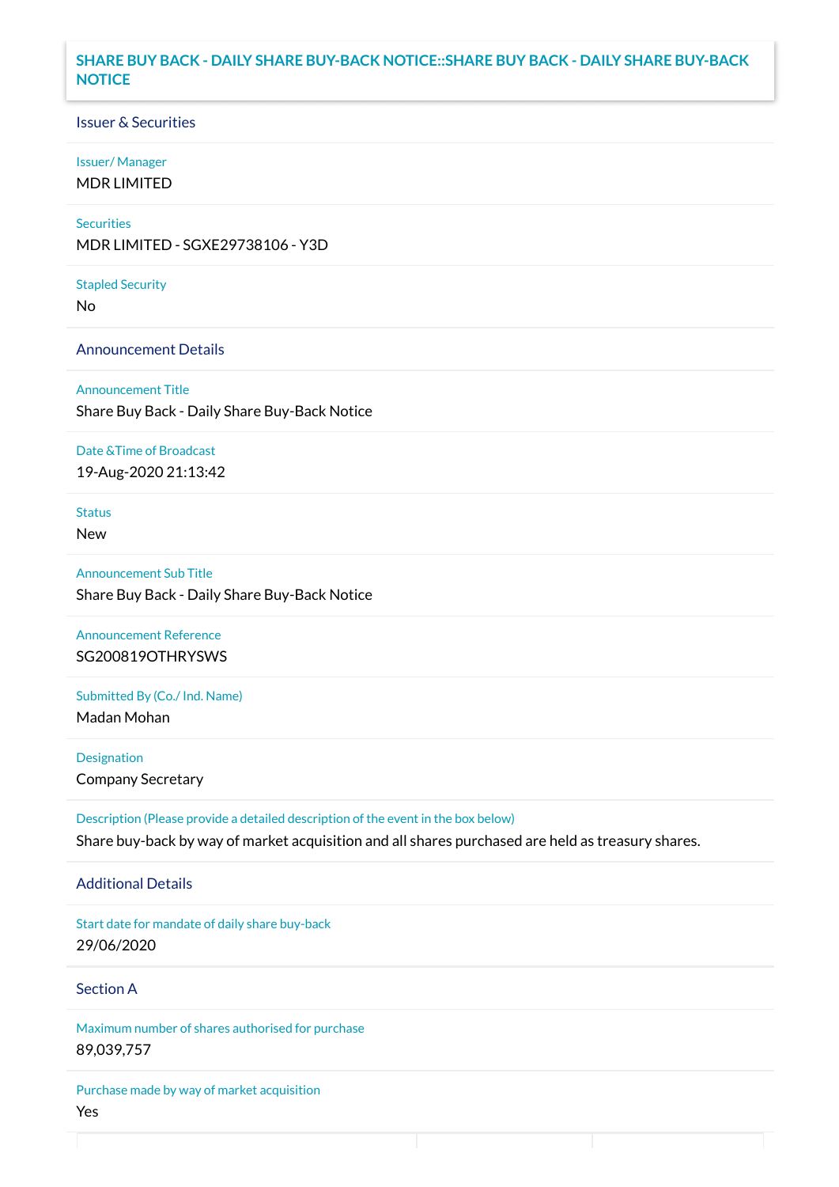# SHARE BUY BACK - DAILY SHARE BUY-BACK NOTICE::SHARE BUY BACK - DAILY SHARE BUY-BACK NOTICE

## Issuer & Securities

Issuer/ Manager

MDR LIMITED

Securities

MDR LIMITED - SGXE29738106 - Y3D

Stapled Security

No

## Announcement Details

Announcement Title

Share Buy Back - Daily Share Buy-Back Notice

Date &Time of Broadcast

19-Aug-2020 21:13:42

Status

New

Announcement Sub Title

Share Buy Back - Daily Share Buy-Back Notice

Announcement Reference

SG200819OTHRYSWS

Submitted By (Co./ Ind. Name)

Madan Mohan

Designation

Company Secretary

Description (Please provide a detailed description of the event in the box below)

Share buy-back by way of market acquisition and all shares purchased are held as treasury shares.

## Additional Details

Start date for mandate of daily share buy-back

29/06/2020

## Section A

Maximum number of shares authorised for purchase

89,039,757

Purchase made by way of market acquisition

Yes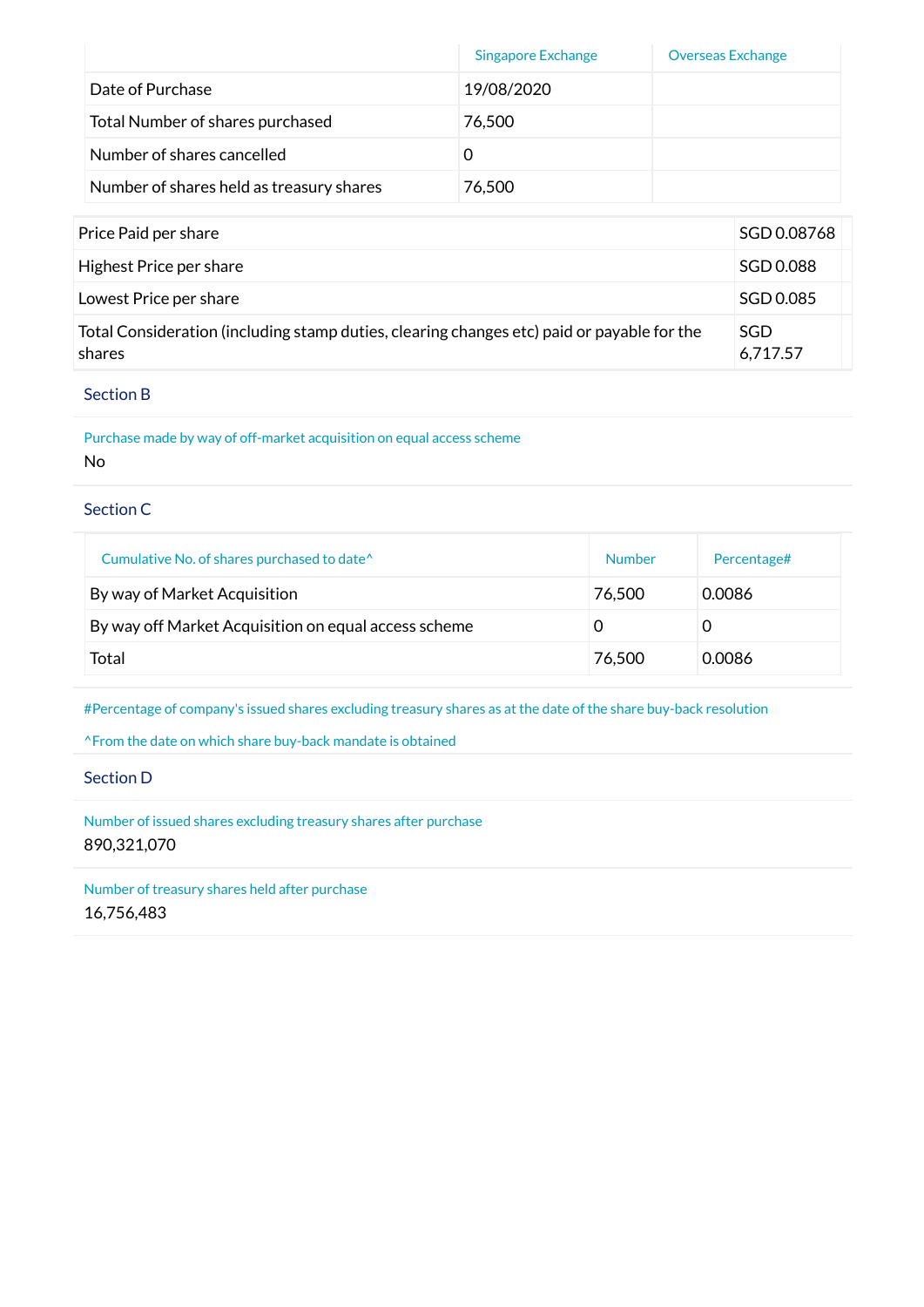| | Singapore Exchange | Overseas Exchange |
|---|---|---|
| Date of Purchase | 19/08/2020 | |
| Total Number of shares purchased | 76,500 | |
| Number of shares cancelled | 0 | |
| Number of shares held as treasury shares | 76,500 | |

| | |
|---|---|
| Price Paid per share | SGD 0.08768 |
| Highest Price per share | SGD 0.088 |
| Lowest Price per share | SGD 0.085 |
| Total Consideration (including stamp duties, clearing changes etc) paid or payable for the shares | SGD 6,717.57 |

## Section B

Purchase made by way of off-market acquisition on equal access scheme

No

## Section C

| Cumulative No. of shares purchased to date^ | Number | Percentage# |
|---|---|---|
| By way of Market Acquisition | 76,500 | 0.0086 |
| By way off Market Acquisition on equal access scheme | 0 | 0 |
| Total | 76,500 | 0.0086 |

#Percentage of company's issued shares excluding treasury shares as at the date of the share buy-back resolution

^From the date on which share buy-back mandate is obtained

## Section D

Number of issued shares excluding treasury shares after purchase

890,321,070

Number of treasury shares held after purchase

16,756,483